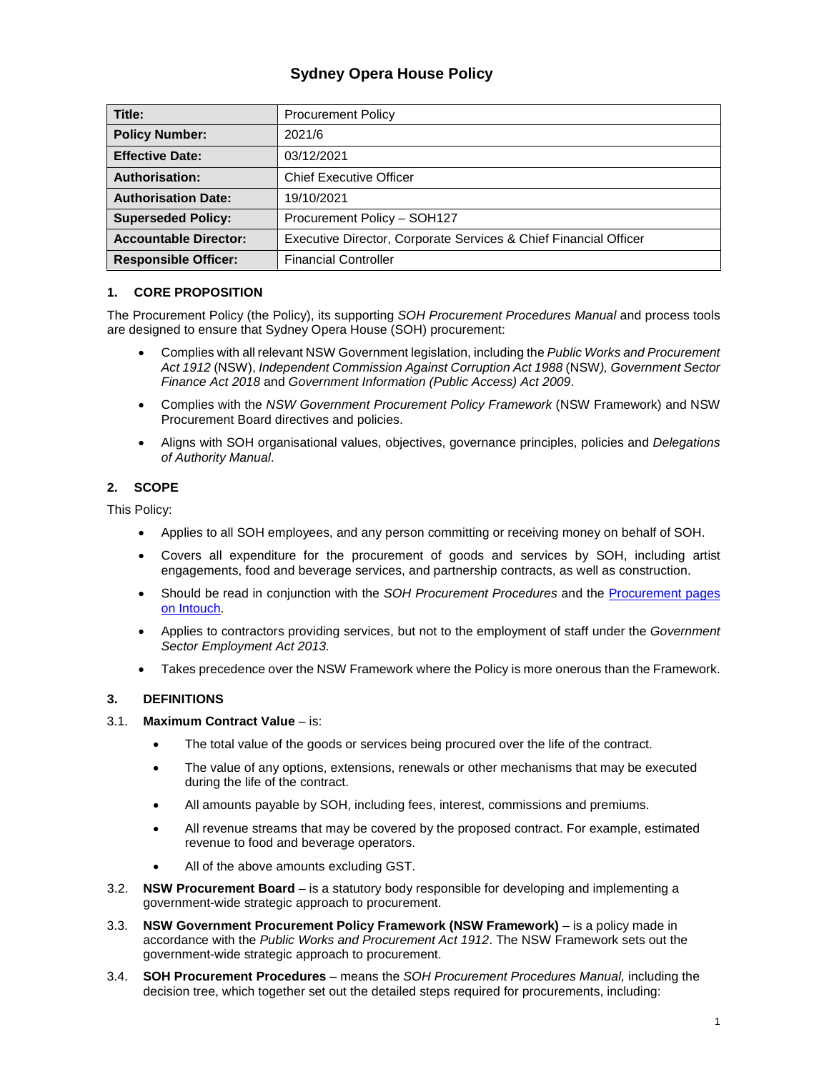# Sydney Opera House Policy

| Title: | Procurement Policy |
|---|---|
| **Policy Number:** | 2021/6 |
| **Effective Date:** | 03/12/2021 |
| **Authorisation:** | Chief Executive Officer |
| **Authorisation Date:** | 19/10/2021 |
| **Superseded Policy:** | Procurement Policy – SOH127 |
| **Accountable Director:** | Executive Director, Corporate Services & Chief Financial Officer |
| **Responsible Officer:** | Financial Controller |

## 1. CORE PROPOSITION

The Procurement Policy (the Policy), its supporting *SOH Procurement Procedures Manual* and process tools are designed to ensure that Sydney Opera House (SOH) procurement:

- Complies with all relevant NSW Government legislation, including the *Public Works and Procurement Act 1912* (NSW), *Independent Commission Against Corruption Act 1988* (NSW*), Government Sector Finance Act 2018* and *Government Information (Public Access) Act 2009*.
- Complies with the *NSW Government Procurement Policy Framework* (NSW Framework) and NSW Procurement Board directives and policies.
- Aligns with SOH organisational values, objectives, governance principles, policies and *Delegations of Authority Manual*.

## 2. SCOPE

This Policy:

- Applies to all SOH employees, and any person committing or receiving money on behalf of SOH.
- Covers all expenditure for the procurement of goods and services by SOH, including artist engagements, food and beverage services, and partnership contracts, as well as construction.
- Should be read in conjunction with the *SOH Procurement Procedures* and the Procurement pages on Intouch.
- Applies to contractors providing services, but not to the employment of staff under the *Government Sector Employment Act 2013.*
- Takes precedence over the NSW Framework where the Policy is more onerous than the Framework.

## 3. DEFINITIONS

3.1. **Maximum Contract Value** – is:

- The total value of the goods or services being procured over the life of the contract.
- The value of any options, extensions, renewals or other mechanisms that may be executed during the life of the contract.
- All amounts payable by SOH, including fees, interest, commissions and premiums.
- All revenue streams that may be covered by the proposed contract. For example, estimated revenue to food and beverage operators.
- All of the above amounts excluding GST.

3.2. **NSW Procurement Board** – is a statutory body responsible for developing and implementing a government-wide strategic approach to procurement.

3.3. **NSW Government Procurement Policy Framework (NSW Framework)** – is a policy made in accordance with the *Public Works and Procurement Act 1912*. The NSW Framework sets out the government-wide strategic approach to procurement.

3.4. **SOH Procurement Procedures** – means the *SOH Procurement Procedures Manual,* including the decision tree, which together set out the detailed steps required for procurements, including: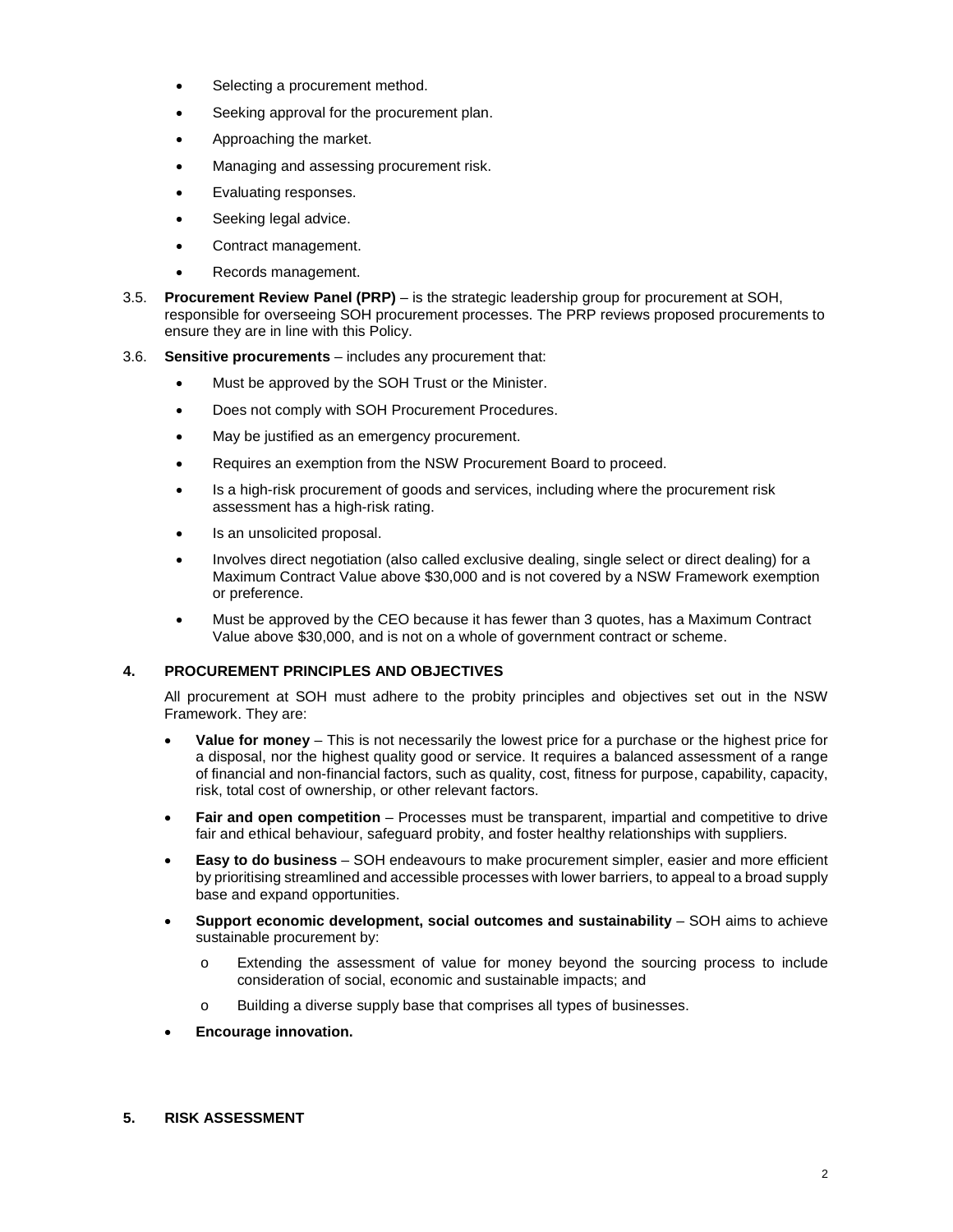- Selecting a procurement method.
- Seeking approval for the procurement plan.
- Approaching the market.
- Managing and assessing procurement risk.
- Evaluating responses.
- Seeking legal advice.
- Contract management.
- Records management.

3.5. **Procurement Review Panel (PRP)** – is the strategic leadership group for procurement at SOH, responsible for overseeing SOH procurement processes. The PRP reviews proposed procurements to ensure they are in line with this Policy.

3.6. **Sensitive procurements** – includes any procurement that:

- Must be approved by the SOH Trust or the Minister.
- Does not comply with SOH Procurement Procedures.
- May be justified as an emergency procurement.
- Requires an exemption from the NSW Procurement Board to proceed.
- Is a high-risk procurement of goods and services, including where the procurement risk assessment has a high-risk rating.
- Is an unsolicited proposal.
- Involves direct negotiation (also called exclusive dealing, single select or direct dealing) for a Maximum Contract Value above $30,000 and is not covered by a NSW Framework exemption or preference.
- Must be approved by the CEO because it has fewer than 3 quotes, has a Maximum Contract Value above $30,000, and is not on a whole of government contract or scheme.

## 4. PROCUREMENT PRINCIPLES AND OBJECTIVES

All procurement at SOH must adhere to the probity principles and objectives set out in the NSW Framework. They are:

- **Value for money** – This is not necessarily the lowest price for a purchase or the highest price for a disposal, nor the highest quality good or service. It requires a balanced assessment of a range of financial and non-financial factors, such as quality, cost, fitness for purpose, capability, capacity, risk, total cost of ownership, or other relevant factors.
- **Fair and open competition** – Processes must be transparent, impartial and competitive to drive fair and ethical behaviour, safeguard probity, and foster healthy relationships with suppliers.
- **Easy to do business** – SOH endeavours to make procurement simpler, easier and more efficient by prioritising streamlined and accessible processes with lower barriers, to appeal to a broad supply base and expand opportunities.
- **Support economic development, social outcomes and sustainability** – SOH aims to achieve sustainable procurement by:
  - Extending the assessment of value for money beyond the sourcing process to include consideration of social, economic and sustainable impacts; and
  - Building a diverse supply base that comprises all types of businesses.
- **Encourage innovation.**

## 5. RISK ASSESSMENT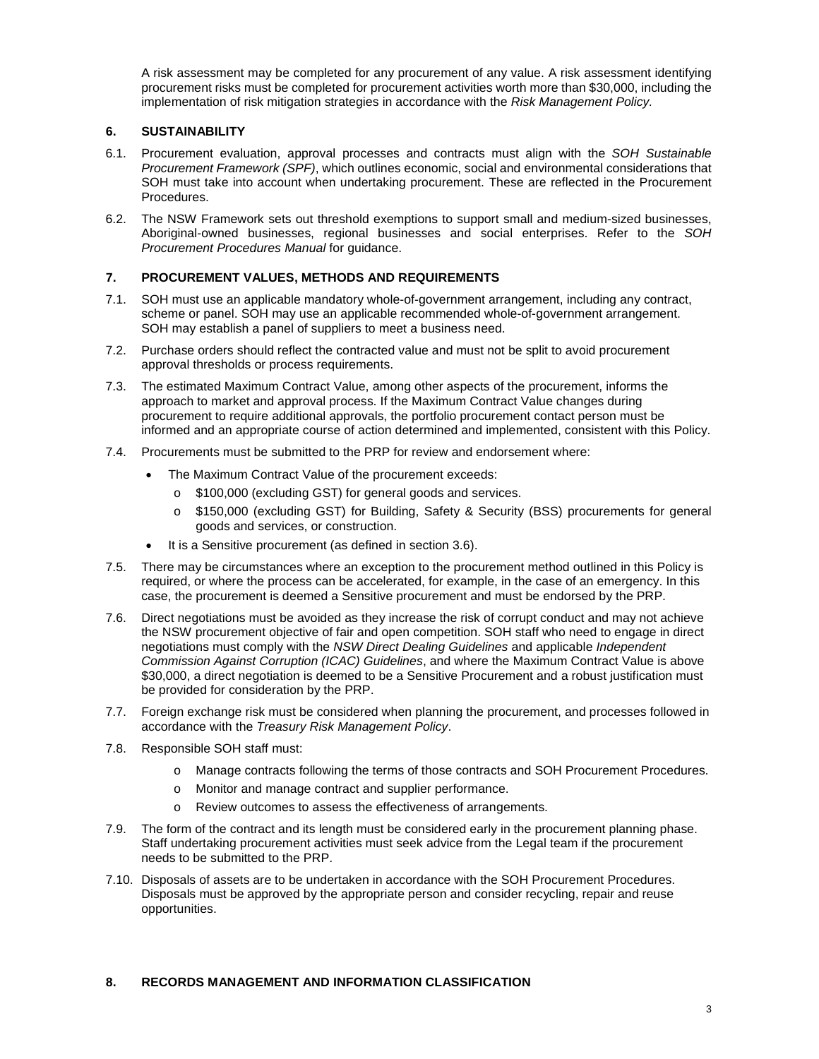A risk assessment may be completed for any procurement of any value. A risk assessment identifying procurement risks must be completed for procurement activities worth more than $30,000, including the implementation of risk mitigation strategies in accordance with the *Risk Management Policy.*

## 6. SUSTAINABILITY

6.1. Procurement evaluation, approval processes and contracts must align with the *SOH Sustainable Procurement Framework (SPF)*, which outlines economic, social and environmental considerations that SOH must take into account when undertaking procurement. These are reflected in the Procurement Procedures.

6.2. The NSW Framework sets out threshold exemptions to support small and medium-sized businesses, Aboriginal-owned businesses, regional businesses and social enterprises. Refer to the *SOH Procurement Procedures Manual* for guidance.

## 7. PROCUREMENT VALUES, METHODS AND REQUIREMENTS

7.1. SOH must use an applicable mandatory whole-of-government arrangement, including any contract, scheme or panel. SOH may use an applicable recommended whole-of-government arrangement. SOH may establish a panel of suppliers to meet a business need.

7.2. Purchase orders should reflect the contracted value and must not be split to avoid procurement approval thresholds or process requirements.

7.3. The estimated Maximum Contract Value, among other aspects of the procurement, informs the approach to market and approval process. If the Maximum Contract Value changes during procurement to require additional approvals, the portfolio procurement contact person must be informed and an appropriate course of action determined and implemented, consistent with this Policy.

7.4. Procurements must be submitted to the PRP for review and endorsement where:

- The Maximum Contract Value of the procurement exceeds:
  - $100,000 (excluding GST) for general goods and services.
  - $150,000 (excluding GST) for Building, Safety & Security (BSS) procurements for general goods and services, or construction.
- It is a Sensitive procurement (as defined in section 3.6).

7.5. There may be circumstances where an exception to the procurement method outlined in this Policy is required, or where the process can be accelerated, for example, in the case of an emergency. In this case, the procurement is deemed a Sensitive procurement and must be endorsed by the PRP.

7.6. Direct negotiations must be avoided as they increase the risk of corrupt conduct and may not achieve the NSW procurement objective of fair and open competition. SOH staff who need to engage in direct negotiations must comply with the *NSW Direct Dealing Guidelines* and applicable *Independent Commission Against Corruption (ICAC) Guidelines*, and where the Maximum Contract Value is above $30,000, a direct negotiation is deemed to be a Sensitive Procurement and a robust justification must be provided for consideration by the PRP.

7.7. Foreign exchange risk must be considered when planning the procurement, and processes followed in accordance with the *Treasury Risk Management Policy*.

7.8. Responsible SOH staff must:

- Manage contracts following the terms of those contracts and SOH Procurement Procedures.
- Monitor and manage contract and supplier performance.
- Review outcomes to assess the effectiveness of arrangements.

7.9. The form of the contract and its length must be considered early in the procurement planning phase. Staff undertaking procurement activities must seek advice from the Legal team if the procurement needs to be submitted to the PRP.

7.10. Disposals of assets are to be undertaken in accordance with the SOH Procurement Procedures. Disposals must be approved by the appropriate person and consider recycling, repair and reuse opportunities.

## 8. RECORDS MANAGEMENT AND INFORMATION CLASSIFICATION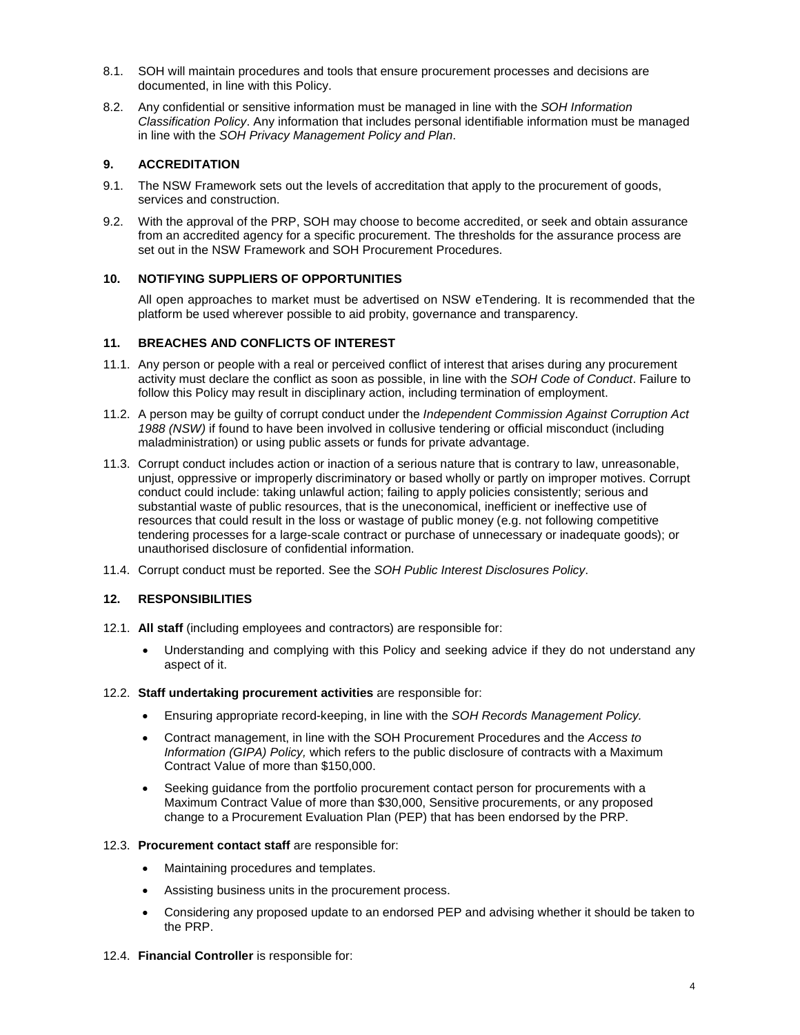8.1. SOH will maintain procedures and tools that ensure procurement processes and decisions are documented, in line with this Policy.

8.2. Any confidential or sensitive information must be managed in line with the *SOH Information Classification Policy*. Any information that includes personal identifiable information must be managed in line with the *SOH Privacy Management Policy and Plan*.

## 9. ACCREDITATION

9.1. The NSW Framework sets out the levels of accreditation that apply to the procurement of goods, services and construction.

9.2. With the approval of the PRP, SOH may choose to become accredited, or seek and obtain assurance from an accredited agency for a specific procurement. The thresholds for the assurance process are set out in the NSW Framework and SOH Procurement Procedures.

## 10. NOTIFYING SUPPLIERS OF OPPORTUNITIES

All open approaches to market must be advertised on NSW eTendering. It is recommended that the platform be used wherever possible to aid probity, governance and transparency.

## 11. BREACHES AND CONFLICTS OF INTEREST

11.1. Any person or people with a real or perceived conflict of interest that arises during any procurement activity must declare the conflict as soon as possible, in line with the *SOH Code of Conduct*. Failure to follow this Policy may result in disciplinary action, including termination of employment.

11.2. A person may be guilty of corrupt conduct under the *Independent Commission Against Corruption Act 1988 (NSW)* if found to have been involved in collusive tendering or official misconduct (including maladministration) or using public assets or funds for private advantage.

11.3. Corrupt conduct includes action or inaction of a serious nature that is contrary to law, unreasonable, unjust, oppressive or improperly discriminatory or based wholly or partly on improper motives. Corrupt conduct could include: taking unlawful action; failing to apply policies consistently; serious and substantial waste of public resources, that is the uneconomical, inefficient or ineffective use of resources that could result in the loss or wastage of public money (e.g. not following competitive tendering processes for a large-scale contract or purchase of unnecessary or inadequate goods); or unauthorised disclosure of confidential information.

11.4. Corrupt conduct must be reported. See the *SOH Public Interest Disclosures Policy*.

## 12. RESPONSIBILITIES

12.1. **All staff** (including employees and contractors) are responsible for:

- Understanding and complying with this Policy and seeking advice if they do not understand any aspect of it.

12.2. **Staff undertaking procurement activities** are responsible for:

- Ensuring appropriate record-keeping, in line with the *SOH Records Management Policy.*
- Contract management, in line with the SOH Procurement Procedures and the *Access to Information (GIPA) Policy,* which refers to the public disclosure of contracts with a Maximum Contract Value of more than $150,000.
- Seeking guidance from the portfolio procurement contact person for procurements with a Maximum Contract Value of more than $30,000, Sensitive procurements, or any proposed change to a Procurement Evaluation Plan (PEP) that has been endorsed by the PRP.

12.3. **Procurement contact staff** are responsible for:

- Maintaining procedures and templates.
- Assisting business units in the procurement process.
- Considering any proposed update to an endorsed PEP and advising whether it should be taken to the PRP.

12.4. **Financial Controller** is responsible for: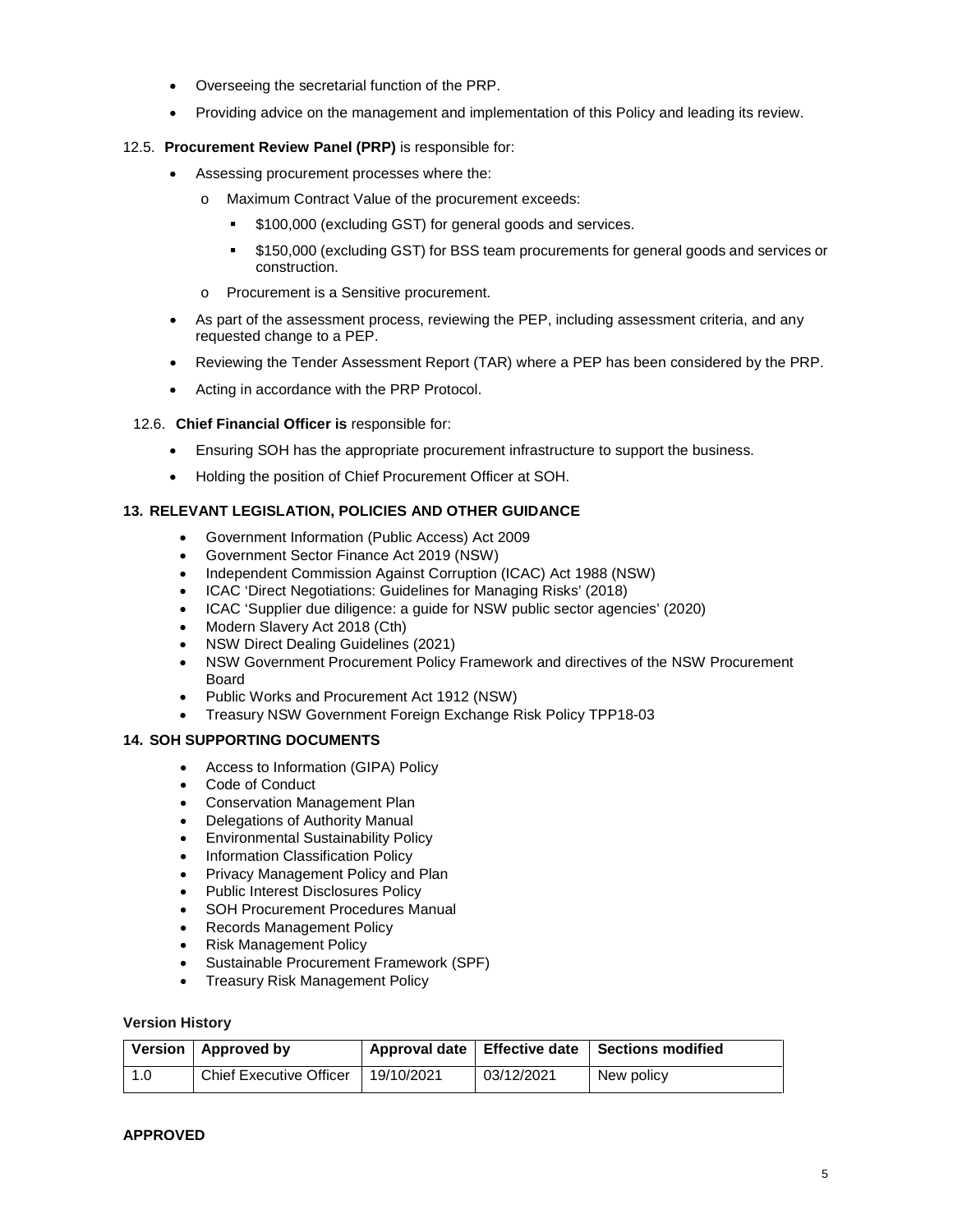- Overseeing the secretarial function of the PRP.
- Providing advice on the management and implementation of this Policy and leading its review.

12.5. **Procurement Review Panel (PRP)** is responsible for:

- Assessing procurement processes where the:
  - o Maximum Contract Value of the procurement exceeds:
    - $100,000 (excluding GST) for general goods and services.
    - $150,000 (excluding GST) for BSS team procurements for general goods and services or construction.
  - o Procurement is a Sensitive procurement.
- As part of the assessment process, reviewing the PEP, including assessment criteria, and any requested change to a PEP.
- Reviewing the Tender Assessment Report (TAR) where a PEP has been considered by the PRP.
- Acting in accordance with the PRP Protocol.

12.6. **Chief Financial Officer is** responsible for:

- Ensuring SOH has the appropriate procurement infrastructure to support the business.
- Holding the position of Chief Procurement Officer at SOH.

## 13. RELEVANT LEGISLATION, POLICIES AND OTHER GUIDANCE

- Government Information (Public Access) Act 2009
- Government Sector Finance Act 2019 (NSW)
- Independent Commission Against Corruption (ICAC) Act 1988 (NSW)
- ICAC 'Direct Negotiations: Guidelines for Managing Risks' (2018)
- ICAC 'Supplier due diligence: a guide for NSW public sector agencies' (2020)
- Modern Slavery Act 2018 (Cth)
- NSW Direct Dealing Guidelines (2021)
- NSW Government Procurement Policy Framework and directives of the NSW Procurement Board
- Public Works and Procurement Act 1912 (NSW)
- Treasury NSW Government Foreign Exchange Risk Policy TPP18-03

## 14. SOH SUPPORTING DOCUMENTS

- Access to Information (GIPA) Policy
- Code of Conduct
- Conservation Management Plan
- Delegations of Authority Manual
- Environmental Sustainability Policy
- Information Classification Policy
- Privacy Management Policy and Plan
- Public Interest Disclosures Policy
- SOH Procurement Procedures Manual
- Records Management Policy
- Risk Management Policy
- Sustainable Procurement Framework (SPF)
- Treasury Risk Management Policy

**Version History**

| Version | Approved by | Approval date | Effective date | Sections modified |
|---|---|---|---|---|
| 1.0 | Chief Executive Officer | 19/10/2021 | 03/12/2021 | New policy |

**APPROVED**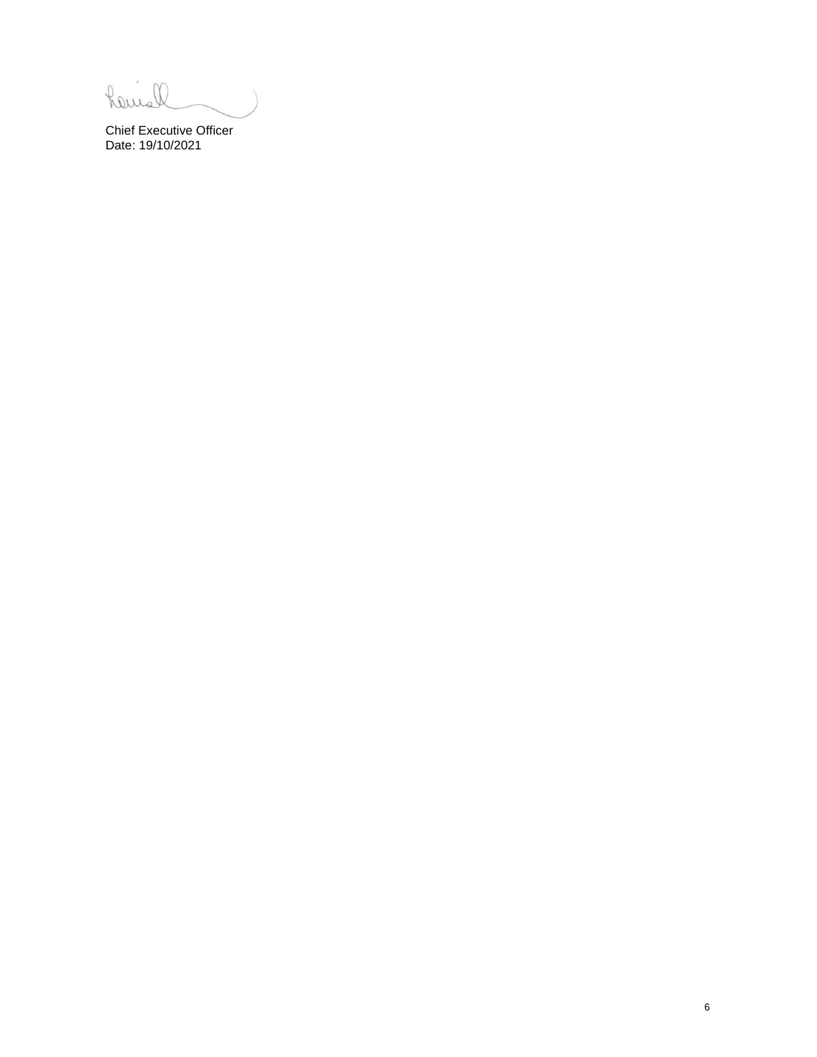Chief Executive Officer
Date: 19/10/2021